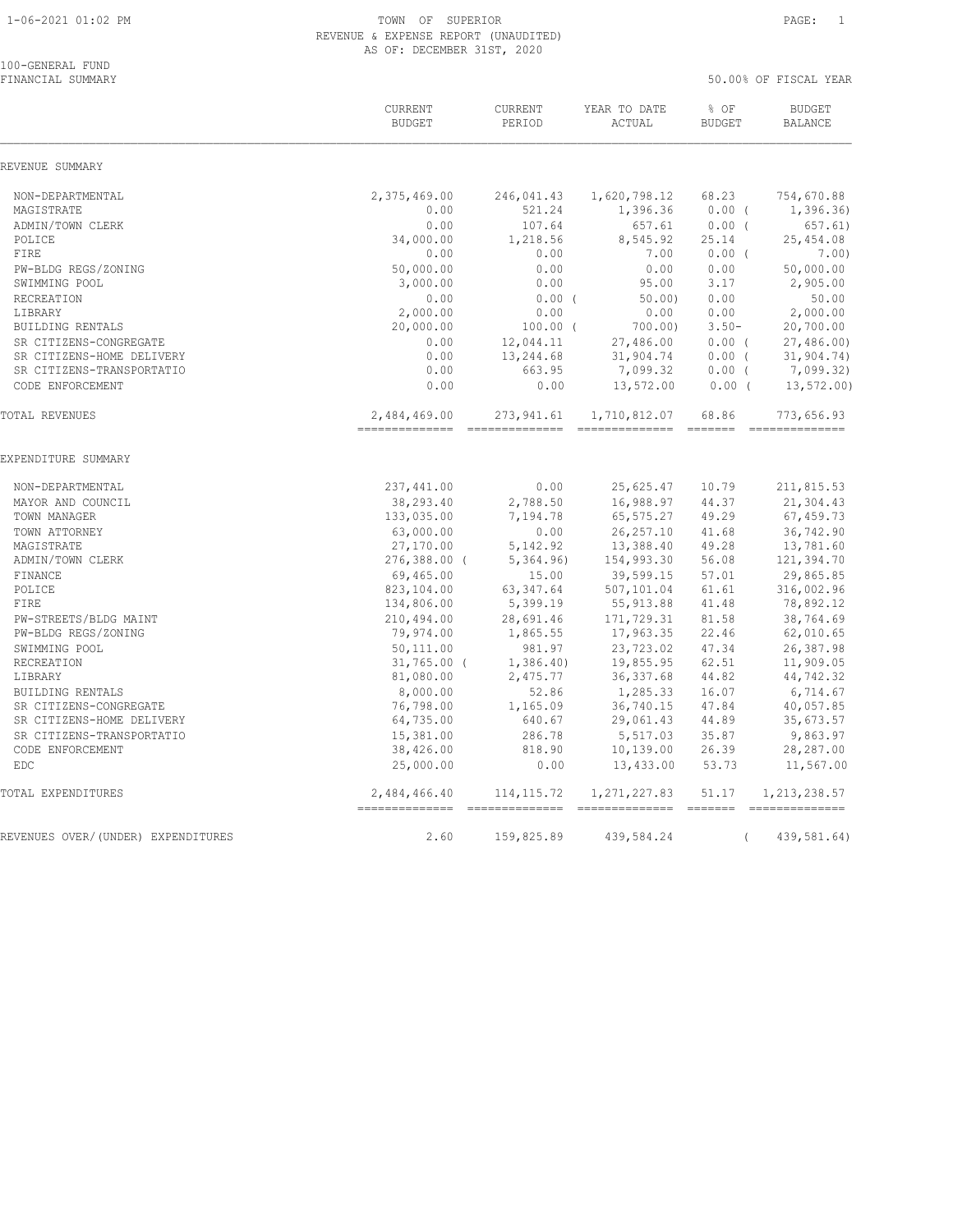# TOWN OF SUPERIOR
## REVENUE & EXPENSE REPORT (UNAUDITED)
### AS OF: DECEMBER 31ST, 2020

100-GENERAL FUND
FINANCIAL SUMMARY

50.00% OF FISCAL YEAR

| | CURRENT BUDGET | CURRENT PERIOD | YEAR TO DATE ACTUAL | % OF BUDGET | BUDGET BALANCE |
|---|---|---|---|---|---|
| **REVENUE SUMMARY** | | | | | |
| NON-DEPARTMENTAL | 2,375,469.00 | 246,041.43 | 1,620,798.12 | 68.23 | 754,670.88 |
| MAGISTRATE | 0.00 | 521.24 | 1,396.36 | 0.00 | ( 1,396.36) |
| ADMIN/TOWN CLERK | 0.00 | 107.64 | 657.61 | 0.00 | ( 657.61) |
| POLICE | 34,000.00 | 1,218.56 | 8,545.92 | 25.14 | 25,454.08 |
| FIRE | 0.00 | 0.00 | 7.00 | 0.00 | ( 7.00) |
| PW-BLDG REGS/ZONING | 50,000.00 | 0.00 | 0.00 | 0.00 | 50,000.00 |
| SWIMMING POOL | 3,000.00 | 0.00 | 95.00 | 3.17 | 2,905.00 |
| RECREATION | 0.00 | 0.00 | ( 50.00) | 0.00 | 50.00 |
| LIBRARY | 2,000.00 | 0.00 | 0.00 | 0.00 | 2,000.00 |
| BUILDING RENTALS | 20,000.00 | 100.00 | ( 700.00) | 3.50- | 20,700.00 |
| SR CITIZENS-CONGREGATE | 0.00 | 12,044.11 | 27,486.00 | 0.00 | ( 27,486.00) |
| SR CITIZENS-HOME DELIVERY | 0.00 | 13,244.68 | 31,904.74 | 0.00 | ( 31,904.74) |
| SR CITIZENS-TRANSPORTATIO | 0.00 | 663.95 | 7,099.32 | 0.00 | ( 7,099.32) |
| CODE ENFORCEMENT | 0.00 | 0.00 | 13,572.00 | 0.00 | ( 13,572.00) |
| TOTAL REVENUES | 2,484,469.00 | 273,941.61 | 1,710,812.07 | 68.86 | 773,656.93 |
| **EXPENDITURE SUMMARY** | | | | | |
| NON-DEPARTMENTAL | 237,441.00 | 0.00 | 25,625.47 | 10.79 | 211,815.53 |
| MAYOR AND COUNCIL | 38,293.40 | 2,788.50 | 16,988.97 | 44.37 | 21,304.43 |
| TOWN MANAGER | 133,035.00 | 7,194.78 | 65,575.27 | 49.29 | 67,459.73 |
| TOWN ATTORNEY | 63,000.00 | 0.00 | 26,257.10 | 41.68 | 36,742.90 |
| MAGISTRATE | 27,170.00 | 5,142.92 | 13,388.40 | 49.28 | 13,781.60 |
| ADMIN/TOWN CLERK | 276,388.00 | ( 5,364.96) | 154,993.30 | 56.08 | 121,394.70 |
| FINANCE | 69,465.00 | 15.00 | 39,599.15 | 57.01 | 29,865.85 |
| POLICE | 823,104.00 | 63,347.64 | 507,101.04 | 61.61 | 316,002.96 |
| FIRE | 134,806.00 | 5,399.19 | 55,913.88 | 41.48 | 78,892.12 |
| PW-STREETS/BLDG MAINT | 210,494.00 | 28,691.46 | 171,729.31 | 81.58 | 38,764.69 |
| PW-BLDG REGS/ZONING | 79,974.00 | 1,865.55 | 17,963.35 | 22.46 | 62,010.65 |
| SWIMMING POOL | 50,111.00 | 981.97 | 23,723.02 | 47.34 | 26,387.98 |
| RECREATION | 31,765.00 | ( 1,386.40) | 19,855.95 | 62.51 | 11,909.05 |
| LIBRARY | 81,080.00 | 2,475.77 | 36,337.68 | 44.82 | 44,742.32 |
| BUILDING RENTALS | 8,000.00 | 52.86 | 1,285.33 | 16.07 | 6,714.67 |
| SR CITIZENS-CONGREGATE | 76,798.00 | 1,165.09 | 36,740.15 | 47.84 | 40,057.85 |
| SR CITIZENS-HOME DELIVERY | 64,735.00 | 640.67 | 29,061.43 | 44.89 | 35,673.57 |
| SR CITIZENS-TRANSPORTATIO | 15,381.00 | 286.78 | 5,517.03 | 35.87 | 9,863.97 |
| CODE ENFORCEMENT | 38,426.00 | 818.90 | 10,139.00 | 26.39 | 28,287.00 |
| EDC | 25,000.00 | 0.00 | 13,433.00 | 53.73 | 11,567.00 |
| TOTAL EXPENDITURES | 2,484,466.40 | 114,115.72 | 1,271,227.83 | 51.17 | 1,213,238.57 |
| REVENUES OVER/(UNDER) EXPENDITURES | 2.60 | 159,825.89 | 439,584.24 | | ( 439,581.64) |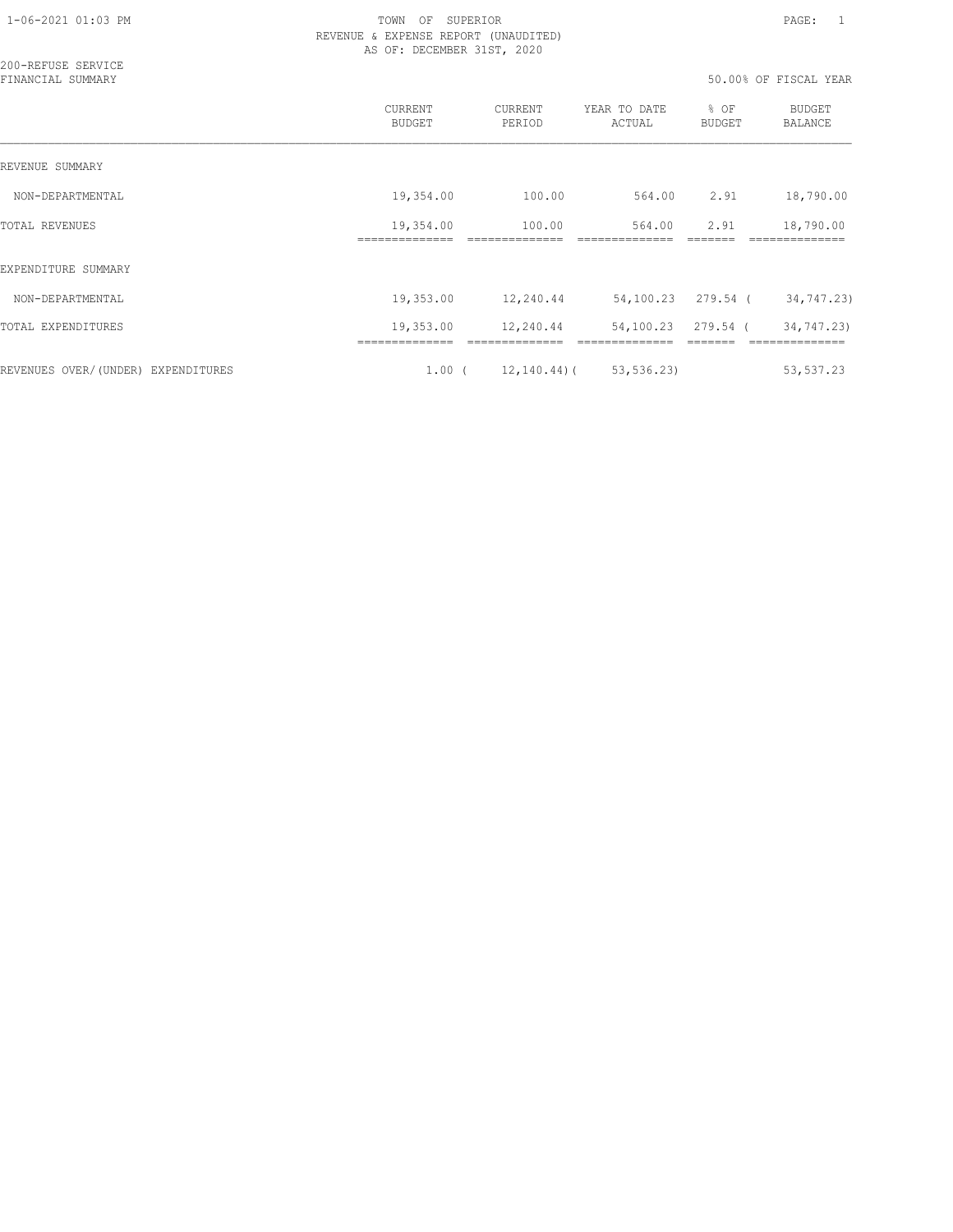TOWN OF SUPERIOR
REVENUE & EXPENSE REPORT (UNAUDITED)
AS OF: DECEMBER 31ST, 2020

200-REFUSE SERVICE
FINANCIAL SUMMARY

50.00% OF FISCAL YEAR

| | CURRENT BUDGET | CURRENT PERIOD | YEAR TO DATE ACTUAL | % OF BUDGET | BUDGET BALANCE |
|---|---|---|---|---|---|
| REVENUE SUMMARY | | | | | |
| NON-DEPARTMENTAL | 19,354.00 | 100.00 | 564.00 | 2.91 | 18,790.00 |
| TOTAL REVENUES | 19,354.00 | 100.00 | 564.00 | 2.91 | 18,790.00 |
| EXPENDITURE SUMMARY | | | | | |
| NON-DEPARTMENTAL | 19,353.00 | 12,240.44 | 54,100.23 | 279.54 | ( 34,747.23) |
| TOTAL EXPENDITURES | 19,353.00 | 12,240.44 | 54,100.23 | 279.54 | ( 34,747.23) |
| REVENUES OVER/(UNDER) EXPENDITURES | 1.00 | ( 12,140.44) | ( 53,536.23) | | 53,537.23 |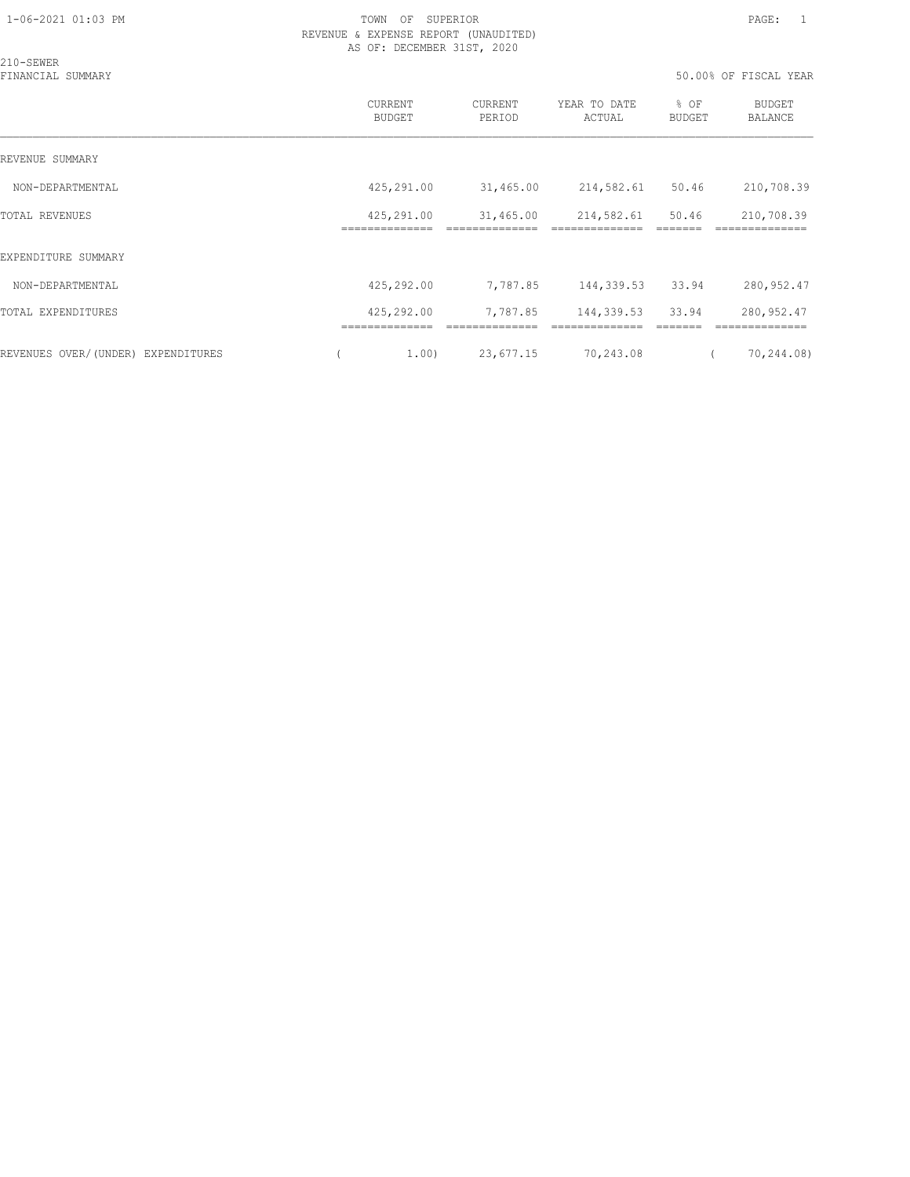TOWN OF SUPERIOR

REVENUE & EXPENSE REPORT (UNAUDITED)

AS OF: DECEMBER 31ST, 2020

210-SEWER

FINANCIAL SUMMARY

50.00% OF FISCAL YEAR

| | CURRENT BUDGET | CURRENT PERIOD | YEAR TO DATE ACTUAL | % OF BUDGET | BUDGET BALANCE |
|---|---|---|---|---|---|
| REVENUE SUMMARY | | | | | |
| NON-DEPARTMENTAL | 425,291.00 | 31,465.00 | 214,582.61 | 50.46 | 210,708.39 |
| TOTAL REVENUES | 425,291.00 | 31,465.00 | 214,582.61 | 50.46 | 210,708.39 |
| EXPENDITURE SUMMARY | | | | | |
| NON-DEPARTMENTAL | 425,292.00 | 7,787.85 | 144,339.53 | 33.94 | 280,952.47 |
| TOTAL EXPENDITURES | 425,292.00 | 7,787.85 | 144,339.53 | 33.94 | 280,952.47 |
| REVENUES OVER/(UNDER) EXPENDITURES | ( 1.00) | 23,677.15 | 70,243.08 | | ( 70,244.08) |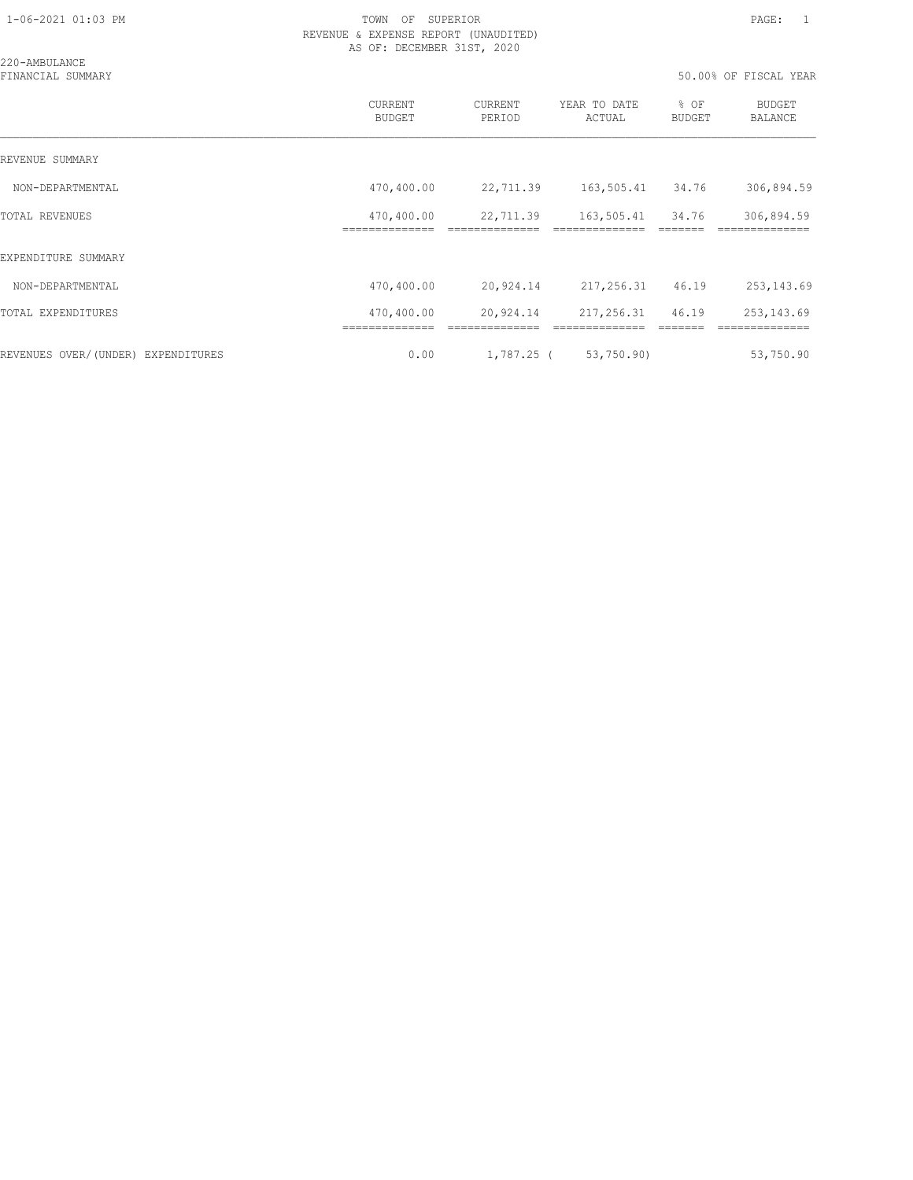1-06-2021 01:03 PM TOWN OF SUPERIOR

REVENUE & EXPENSE REPORT (UNAUDITED)

AS OF: DECEMBER 31ST, 2020

220-AMBULANCE

FINANCIAL SUMMARY 50.00% OF FISCAL YEAR

| | CURRENT BUDGET | CURRENT PERIOD | YEAR TO DATE ACTUAL | % OF BUDGET | BUDGET BALANCE |
|---|---|---|---|---|---|
| REVENUE SUMMARY | | | | | |
| NON-DEPARTMENTAL | 470,400.00 | 22,711.39 | 163,505.41 | 34.76 | 306,894.59 |
| TOTAL REVENUES | 470,400.00 | 22,711.39 | 163,505.41 | 34.76 | 306,894.59 |
| EXPENDITURE SUMMARY | | | | | |
| NON-DEPARTMENTAL | 470,400.00 | 20,924.14 | 217,256.31 | 46.19 | 253,143.69 |
| TOTAL EXPENDITURES | 470,400.00 | 20,924.14 | 217,256.31 | 46.19 | 253,143.69 |
| REVENUES OVER/(UNDER) EXPENDITURES | 0.00 | 1,787.25 | ( 53,750.90) | | 53,750.90 |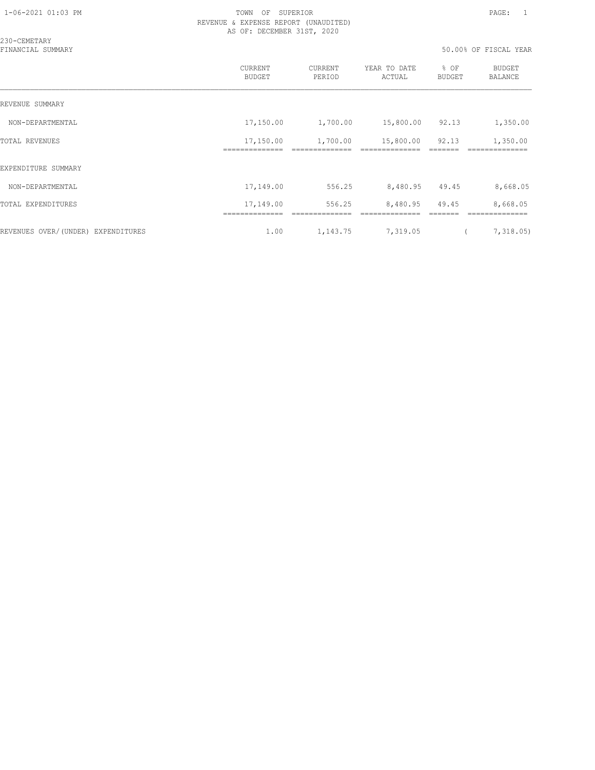TOWN OF SUPERIOR
REVENUE & EXPENSE REPORT (UNAUDITED)
AS OF: DECEMBER 31ST, 2020

230-CEMETARY
FINANCIAL SUMMARY

50.00% OF FISCAL YEAR

| | CURRENT BUDGET | CURRENT PERIOD | YEAR TO DATE ACTUAL | % OF BUDGET | BUDGET BALANCE |
|---|---|---|---|---|---|
| REVENUE SUMMARY | | | | | |
| NON-DEPARTMENTAL | 17,150.00 | 1,700.00 | 15,800.00 | 92.13 | 1,350.00 |
| TOTAL REVENUES | 17,150.00 | 1,700.00 | 15,800.00 | 92.13 | 1,350.00 |
| EXPENDITURE SUMMARY | | | | | |
| NON-DEPARTMENTAL | 17,149.00 | 556.25 | 8,480.95 | 49.45 | 8,668.05 |
| TOTAL EXPENDITURES | 17,149.00 | 556.25 | 8,480.95 | 49.45 | 8,668.05 |
| REVENUES OVER/(UNDER) EXPENDITURES | 1.00 | 1,143.75 | 7,319.05 | | ( 7,318.05) |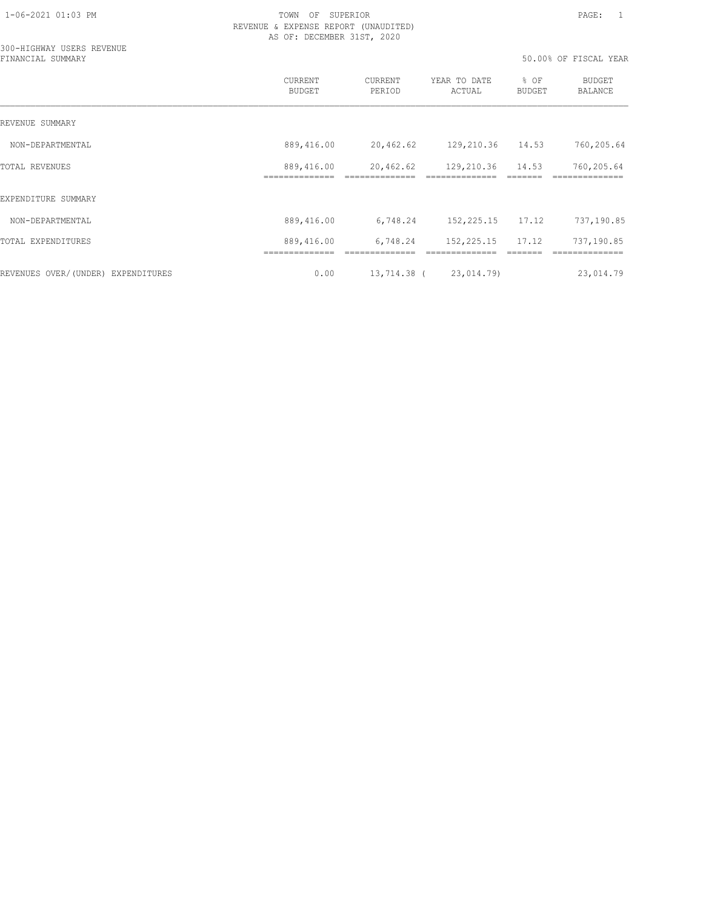TOWN OF SUPERIOR
REVENUE & EXPENSE REPORT (UNAUDITED)
AS OF: DECEMBER 31ST, 2020

300-HIGHWAY USERS REVENUE
FINANCIAL SUMMARY

50.00% OF FISCAL YEAR

| | CURRENT BUDGET | CURRENT PERIOD | YEAR TO DATE ACTUAL | % OF BUDGET | BUDGET BALANCE |
|---|---|---|---|---|---|
| REVENUE SUMMARY | | | | | |
| NON-DEPARTMENTAL | 889,416.00 | 20,462.62 | 129,210.36 | 14.53 | 760,205.64 |
| TOTAL REVENUES | 889,416.00 | 20,462.62 | 129,210.36 | 14.53 | 760,205.64 |
| EXPENDITURE SUMMARY | | | | | |
| NON-DEPARTMENTAL | 889,416.00 | 6,748.24 | 152,225.15 | 17.12 | 737,190.85 |
| TOTAL EXPENDITURES | 889,416.00 | 6,748.24 | 152,225.15 | 17.12 | 737,190.85 |
| REVENUES OVER/(UNDER) EXPENDITURES | 0.00 | 13,714.38 | ( 23,014.79) | | 23,014.79 |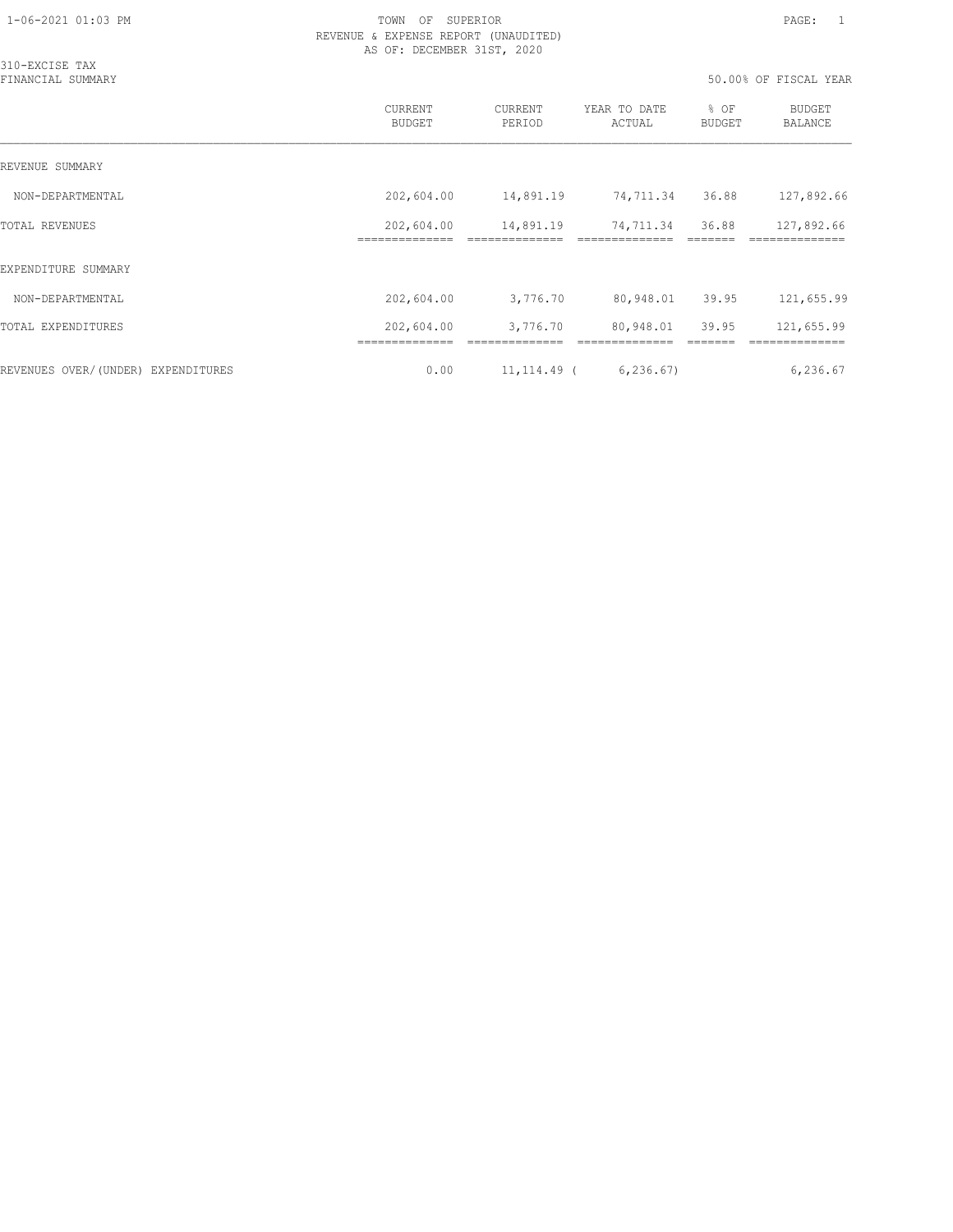TOWN OF SUPERIOR
REVENUE & EXPENSE REPORT (UNAUDITED)
AS OF: DECEMBER 31ST, 2020

310-EXCISE TAX
FINANCIAL SUMMARY

50.00% OF FISCAL YEAR

| | CURRENT BUDGET | CURRENT PERIOD | YEAR TO DATE ACTUAL | % OF BUDGET | BUDGET BALANCE |
|---|---|---|---|---|---|
| REVENUE SUMMARY | | | | | |
| NON-DEPARTMENTAL | 202,604.00 | 14,891.19 | 74,711.34 | 36.88 | 127,892.66 |
| TOTAL REVENUES | 202,604.00 | 14,891.19 | 74,711.34 | 36.88 | 127,892.66 |
| EXPENDITURE SUMMARY | | | | | |
| NON-DEPARTMENTAL | 202,604.00 | 3,776.70 | 80,948.01 | 39.95 | 121,655.99 |
| TOTAL EXPENDITURES | 202,604.00 | 3,776.70 | 80,948.01 | 39.95 | 121,655.99 |
| REVENUES OVER/(UNDER) EXPENDITURES | 0.00 | 11,114.49 | ( 6,236.67) | | 6,236.67 |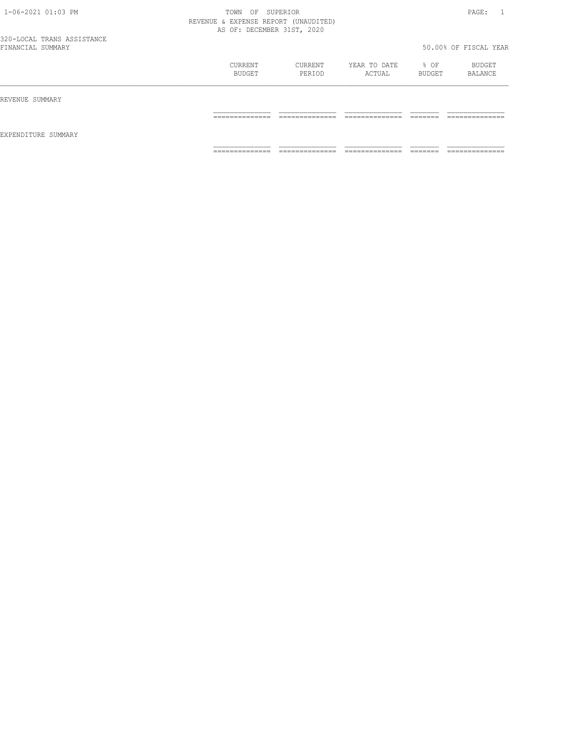TOWN OF SUPERIOR
REVENUE & EXPENSE REPORT (UNAUDITED)
AS OF: DECEMBER 31ST, 2020

320-LOCAL TRANS ASSISTANCE
FINANCIAL SUMMARY

50.00% OF FISCAL YEAR

| | CURRENT BUDGET | CURRENT PERIOD | YEAR TO DATE ACTUAL | % OF BUDGET | BUDGET BALANCE |
|---|---|---|---|---|---|
| REVENUE SUMMARY | | | | | |
| EXPENDITURE SUMMARY | | | | | |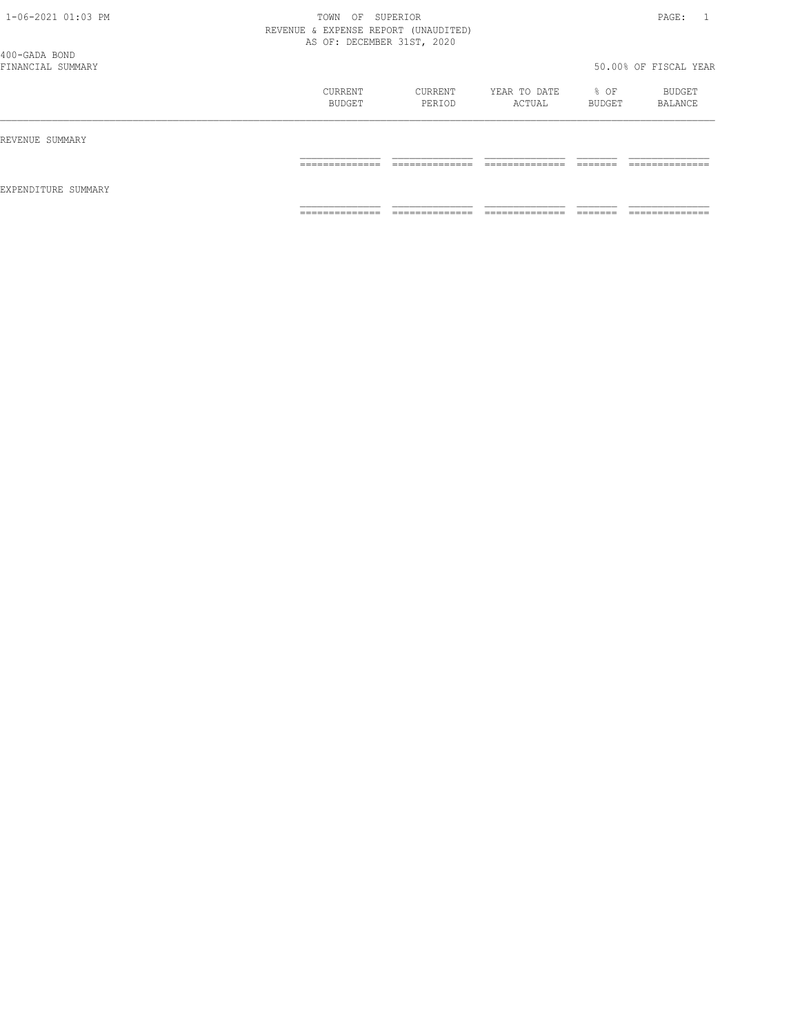TOWN OF SUPERIOR
REVENUE & EXPENSE REPORT (UNAUDITED)
AS OF: DECEMBER 31ST, 2020

400-GADA BOND
FINANCIAL SUMMARY

50.00% OF FISCAL YEAR

| | CURRENT BUDGET | CURRENT PERIOD | YEAR TO DATE ACTUAL | % OF BUDGET | BUDGET BALANCE |
|---|---|---|---|---|---|
| REVENUE SUMMARY | | | | | |
| EXPENDITURE SUMMARY | | | | | |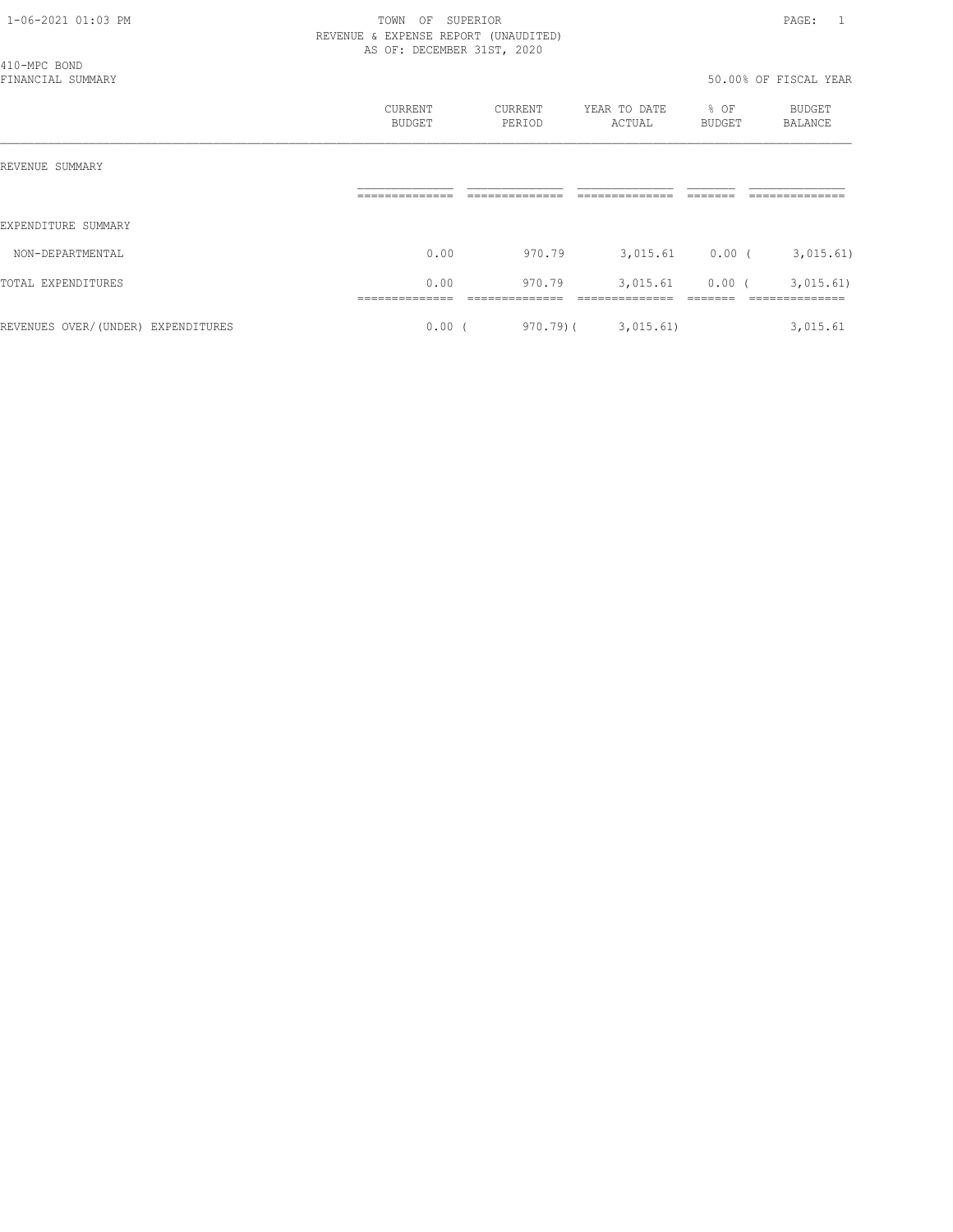TOWN OF SUPERIOR
REVENUE & EXPENSE REPORT (UNAUDITED)
AS OF: DECEMBER 31ST, 2020

410-MPC BOND
FINANCIAL SUMMARY

50.00% OF FISCAL YEAR

| | CURRENT BUDGET | CURRENT PERIOD | YEAR TO DATE ACTUAL | % OF BUDGET | BUDGET BALANCE |
|---|---|---|---|---|---|
| REVENUE SUMMARY | | | | | |
| EXPENDITURE SUMMARY | | | | | |
| NON-DEPARTMENTAL | 0.00 | 970.79 | 3,015.61 | 0.00 | ( 3,015.61) |
| TOTAL EXPENDITURES | 0.00 | 970.79 | 3,015.61 | 0.00 | ( 3,015.61) |
| REVENUES OVER/(UNDER) EXPENDITURES | 0.00 | ( 970.79) | ( 3,015.61) | | 3,015.61 |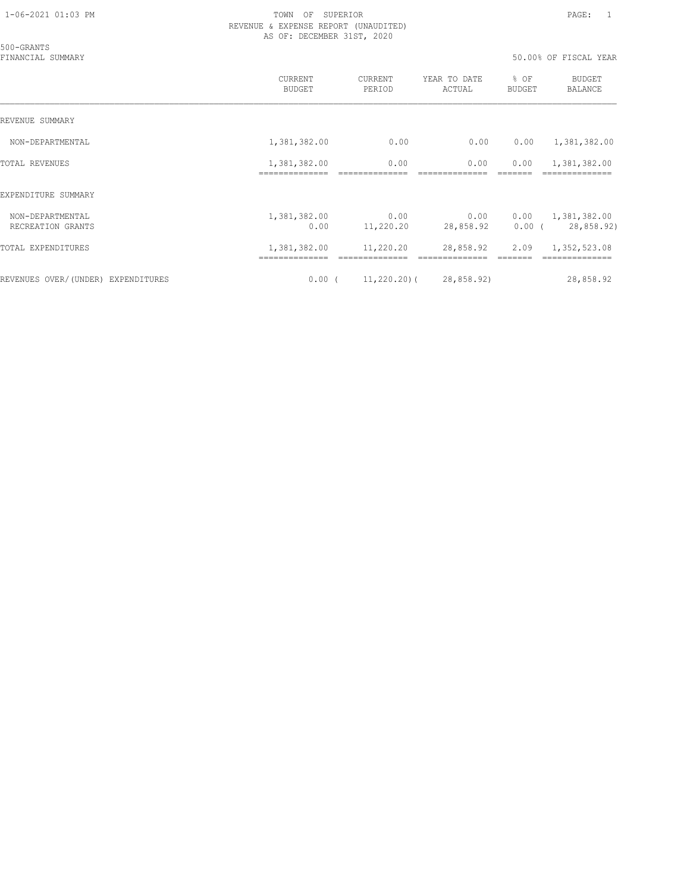TOWN OF SUPERIOR
REVENUE & EXPENSE REPORT (UNAUDITED)
AS OF: DECEMBER 31ST, 2020

500-GRANTS
FINANCIAL SUMMARY

50.00% OF FISCAL YEAR

| | CURRENT BUDGET | CURRENT PERIOD | YEAR TO DATE ACTUAL | % OF BUDGET | BUDGET BALANCE |
|---|---|---|---|---|---|
| REVENUE SUMMARY | | | | | |
| NON-DEPARTMENTAL | 1,381,382.00 | 0.00 | 0.00 | 0.00 | 1,381,382.00 |
| TOTAL REVENUES | 1,381,382.00 | 0.00 | 0.00 | 0.00 | 1,381,382.00 |
| EXPENDITURE SUMMARY | | | | | |
| NON-DEPARTMENTAL | 1,381,382.00 | 0.00 | 0.00 | 0.00 | 1,381,382.00 |
| RECREATION GRANTS | 0.00 | 11,220.20 | 28,858.92 | 0.00 | ( 28,858.92) |
| TOTAL EXPENDITURES | 1,381,382.00 | 11,220.20 | 28,858.92 | 2.09 | 1,352,523.08 |
| REVENUES OVER/(UNDER) EXPENDITURES | 0.00 | ( 11,220.20) | ( 28,858.92) | | 28,858.92 |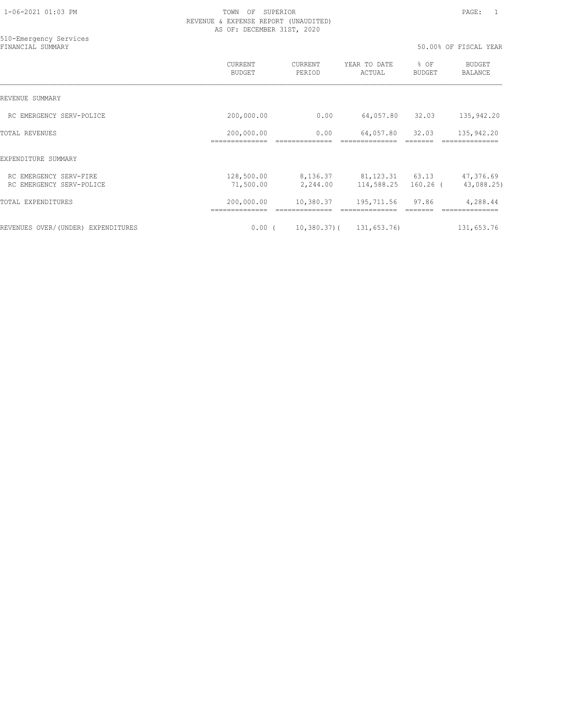TOWN OF SUPERIOR
REVENUE & EXPENSE REPORT (UNAUDITED)
AS OF: DECEMBER 31ST, 2020

510-Emergency Services
FINANCIAL SUMMARY

50.00% OF FISCAL YEAR

| | CURRENT BUDGET | CURRENT PERIOD | YEAR TO DATE ACTUAL | % OF BUDGET | BUDGET BALANCE |
|---|---|---|---|---|---|
| REVENUE SUMMARY | | | | | |
| RC EMERGENCY SERV-POLICE | 200,000.00 | 0.00 | 64,057.80 | 32.03 | 135,942.20 |
| TOTAL REVENUES | 200,000.00 | 0.00 | 64,057.80 | 32.03 | 135,942.20 |
| EXPENDITURE SUMMARY | | | | | |
| RC EMERGENCY SERV-FIRE | 128,500.00 | 8,136.37 | 81,123.31 | 63.13 | 47,376.69 |
| RC EMERGENCY SERV-POLICE | 71,500.00 | 2,244.00 | 114,588.25 | 160.26 | ( 43,088.25) |
| TOTAL EXPENDITURES | 200,000.00 | 10,380.37 | 195,711.56 | 97.86 | 4,288.44 |
| REVENUES OVER/(UNDER) EXPENDITURES | 0.00 | ( 10,380.37) | ( 131,653.76) | | 131,653.76 |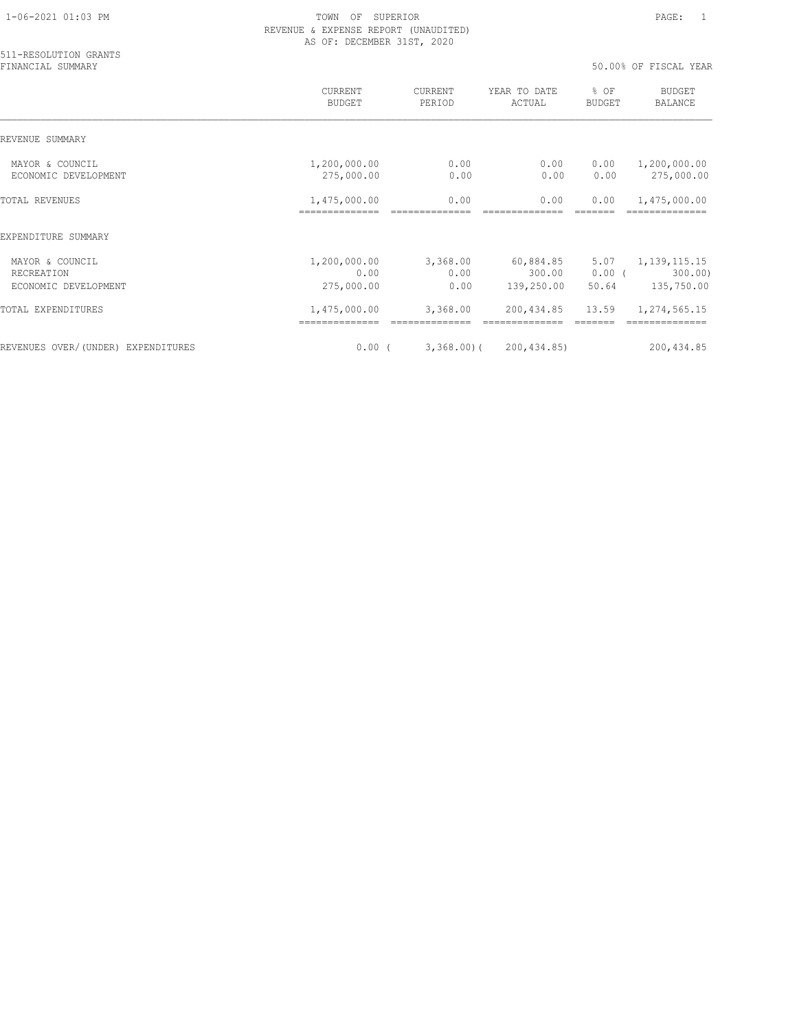TOWN OF SUPERIOR
REVENUE & EXPENSE REPORT (UNAUDITED)
AS OF: DECEMBER 31ST, 2020

511-RESOLUTION GRANTS
FINANCIAL SUMMARY

50.00% OF FISCAL YEAR

| | CURRENT BUDGET | CURRENT PERIOD | YEAR TO DATE ACTUAL | % OF BUDGET | BUDGET BALANCE |
|---|---|---|---|---|---|
| REVENUE SUMMARY | | | | | |
| MAYOR & COUNCIL | 1,200,000.00 | 0.00 | 0.00 | 0.00 | 1,200,000.00 |
| ECONOMIC DEVELOPMENT | 275,000.00 | 0.00 | 0.00 | 0.00 | 275,000.00 |
| TOTAL REVENUES | 1,475,000.00 | 0.00 | 0.00 | 0.00 | 1,475,000.00 |
| EXPENDITURE SUMMARY | | | | | |
| MAYOR & COUNCIL | 1,200,000.00 | 3,368.00 | 60,884.85 | 5.07 | 1,139,115.15 |
| RECREATION | 0.00 | 0.00 | 300.00 | 0.00 | ( 300.00) |
| ECONOMIC DEVELOPMENT | 275,000.00 | 0.00 | 139,250.00 | 50.64 | 135,750.00 |
| TOTAL EXPENDITURES | 1,475,000.00 | 3,368.00 | 200,434.85 | 13.59 | 1,274,565.15 |
| REVENUES OVER/(UNDER) EXPENDITURES | 0.00 | ( 3,368.00) | ( 200,434.85) | | 200,434.85 |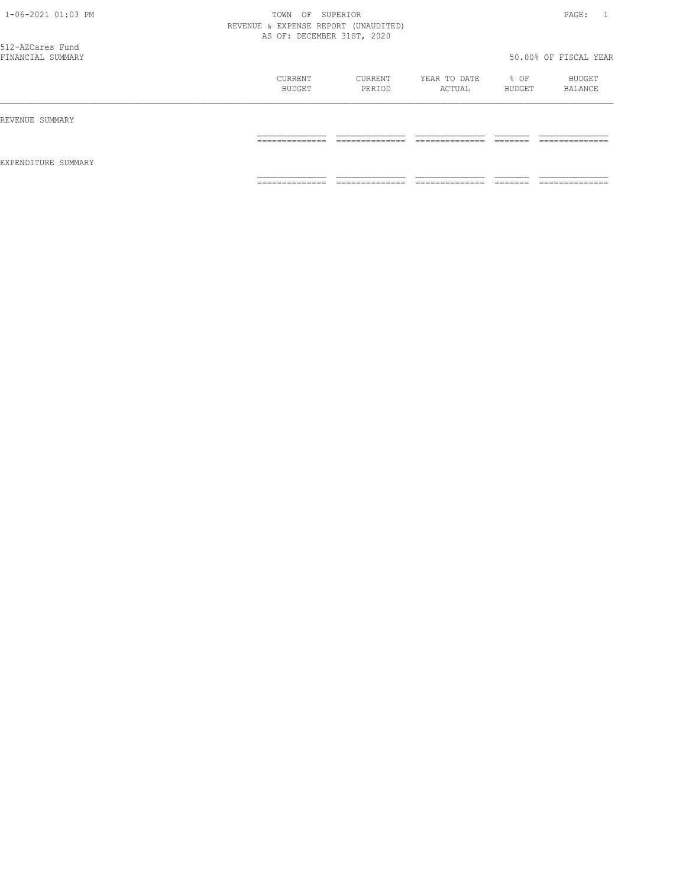TOWN OF SUPERIOR
REVENUE & EXPENSE REPORT (UNAUDITED)
AS OF: DECEMBER 31ST, 2020

512-AZCares Fund
FINANCIAL SUMMARY

50.00% OF FISCAL YEAR

| | CURRENT BUDGET | CURRENT PERIOD | YEAR TO DATE ACTUAL | % OF BUDGET | BUDGET BALANCE |
|---|---|---|---|---|---|
| REVENUE SUMMARY | | | | | |
| EXPENDITURE SUMMARY | | | | | |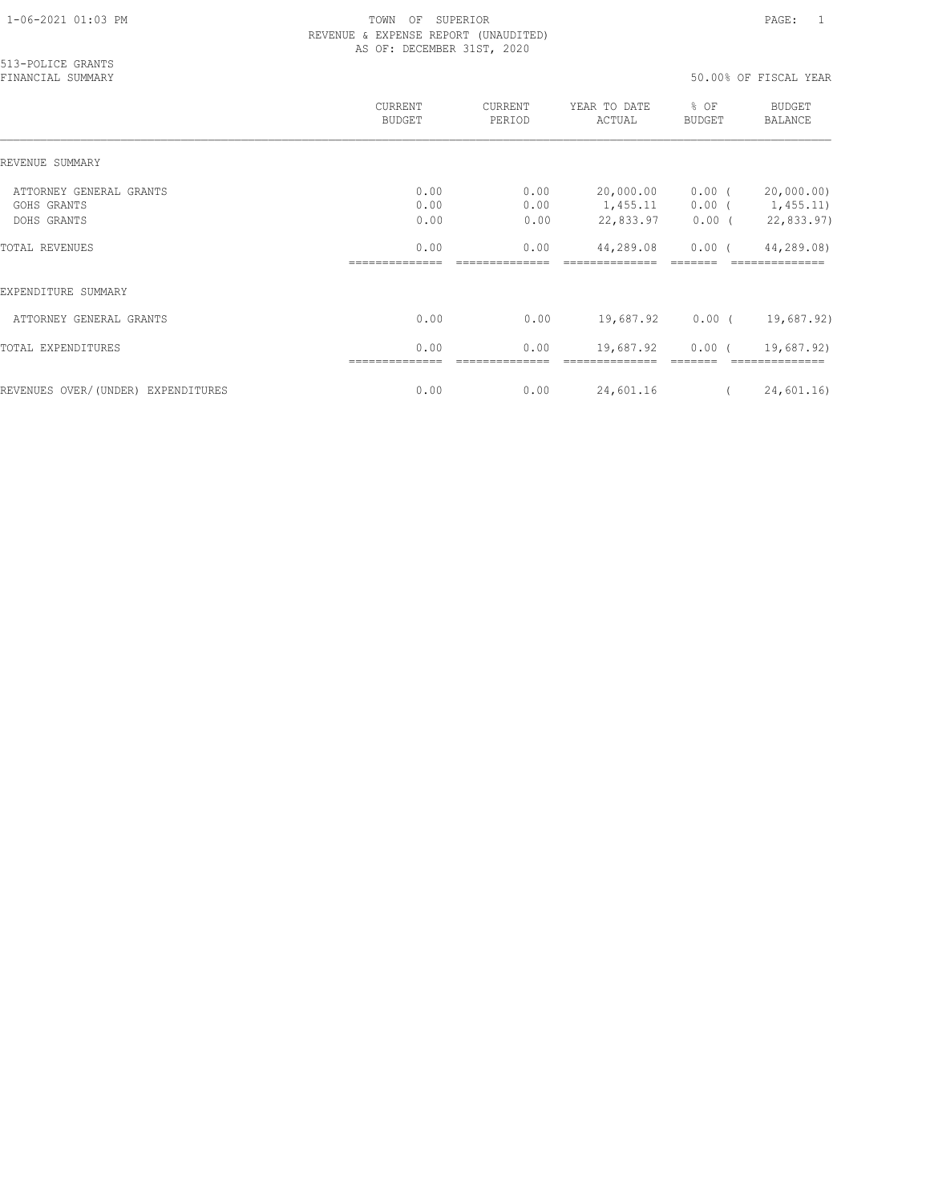TOWN OF SUPERIOR
REVENUE & EXPENSE REPORT (UNAUDITED)
AS OF: DECEMBER 31ST, 2020

513-POLICE GRANTS
FINANCIAL SUMMARY

50.00% OF FISCAL YEAR

| | CURRENT BUDGET | CURRENT PERIOD | YEAR TO DATE ACTUAL | % OF BUDGET | BUDGET BALANCE |
|---|---|---|---|---|---|
| REVENUE SUMMARY | | | | | |
| ATTORNEY GENERAL GRANTS | 0.00 | 0.00 | 20,000.00 | 0.00 | ( 20,000.00) |
| GOHS GRANTS | 0.00 | 0.00 | 1,455.11 | 0.00 | ( 1,455.11) |
| DOHS GRANTS | 0.00 | 0.00 | 22,833.97 | 0.00 | ( 22,833.97) |
| TOTAL REVENUES | 0.00 | 0.00 | 44,289.08 | 0.00 | ( 44,289.08) |
| EXPENDITURE SUMMARY | | | | | |
| ATTORNEY GENERAL GRANTS | 0.00 | 0.00 | 19,687.92 | 0.00 | ( 19,687.92) |
| TOTAL EXPENDITURES | 0.00 | 0.00 | 19,687.92 | 0.00 | ( 19,687.92) |
| REVENUES OVER/(UNDER) EXPENDITURES | 0.00 | 0.00 | 24,601.16 | | ( 24,601.16) |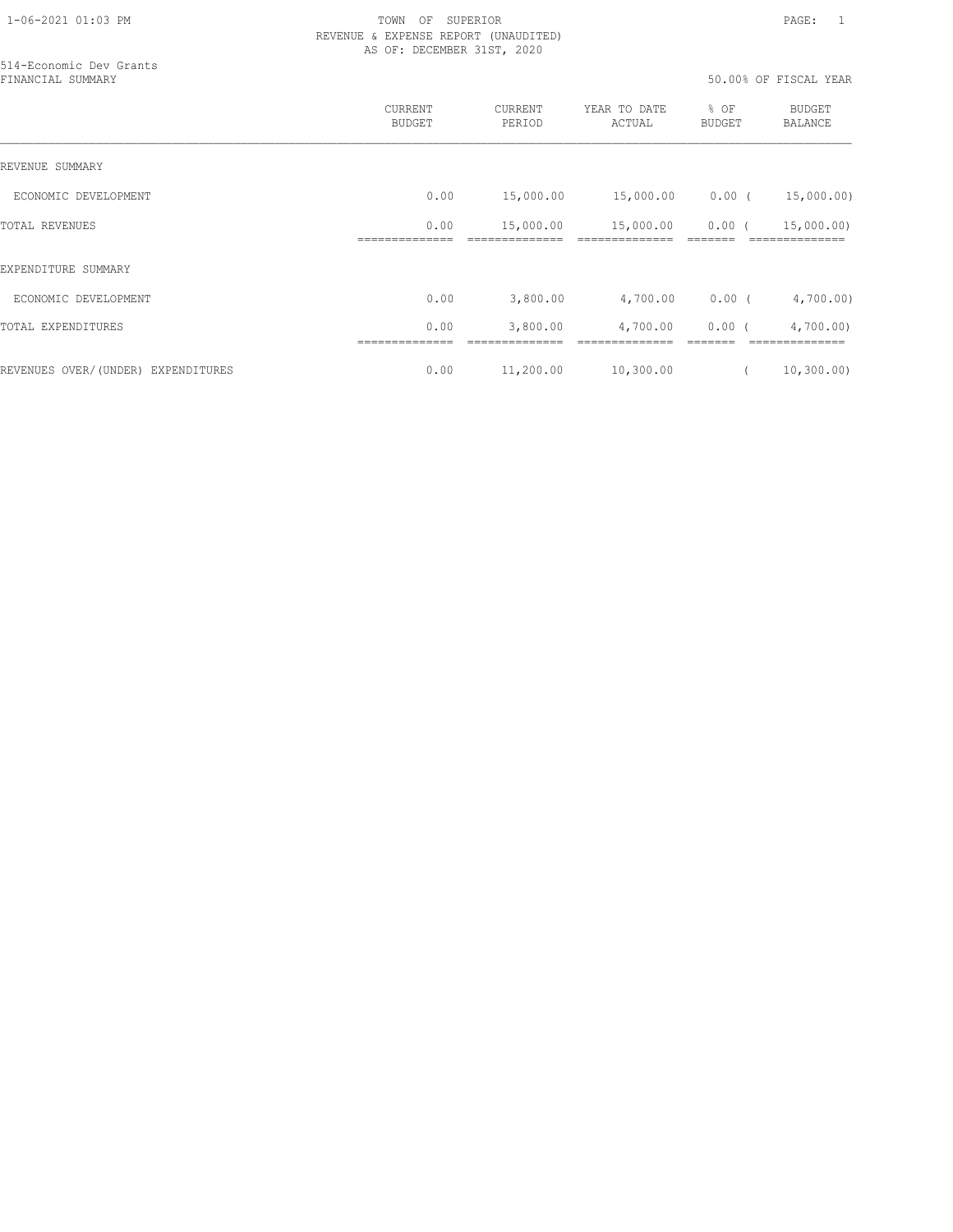TOWN OF SUPERIOR
REVENUE & EXPENSE REPORT (UNAUDITED)
AS OF: DECEMBER 31ST, 2020

514-Economic Dev Grants
FINANCIAL SUMMARY

50.00% OF FISCAL YEAR

| | CURRENT BUDGET | CURRENT PERIOD | YEAR TO DATE ACTUAL | % OF BUDGET | BUDGET BALANCE |
|---|---|---|---|---|---|
| REVENUE SUMMARY | | | | | |
| ECONOMIC DEVELOPMENT | 0.00 | 15,000.00 | 15,000.00 | 0.00 | ( 15,000.00) |
| TOTAL REVENUES | 0.00 | 15,000.00 | 15,000.00 | 0.00 | ( 15,000.00) |
| EXPENDITURE SUMMARY | | | | | |
| ECONOMIC DEVELOPMENT | 0.00 | 3,800.00 | 4,700.00 | 0.00 | ( 4,700.00) |
| TOTAL EXPENDITURES | 0.00 | 3,800.00 | 4,700.00 | 0.00 | ( 4,700.00) |
| REVENUES OVER/(UNDER) EXPENDITURES | 0.00 | 11,200.00 | 10,300.00 | | ( 10,300.00) |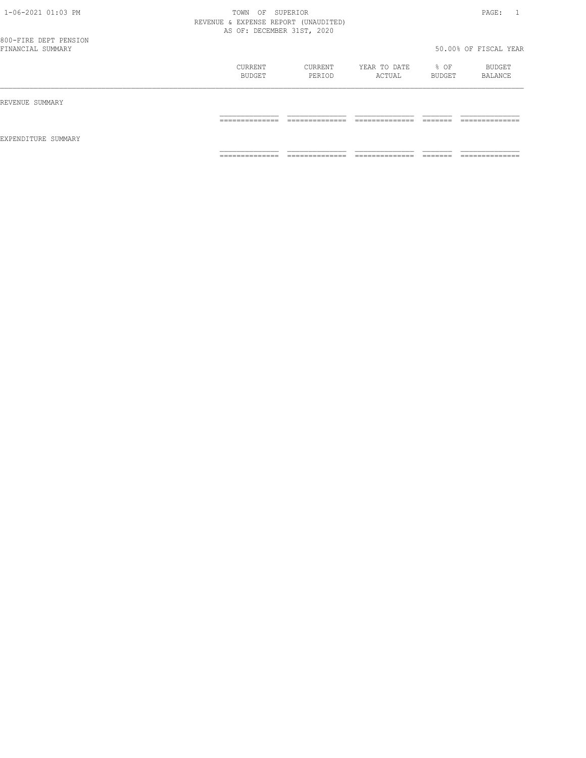TOWN OF SUPERIOR
REVENUE & EXPENSE REPORT (UNAUDITED)
AS OF: DECEMBER 31ST, 2020

800-FIRE DEPT PENSION
FINANCIAL SUMMARY

50.00% OF FISCAL YEAR

| | CURRENT BUDGET | CURRENT PERIOD | YEAR TO DATE ACTUAL | % OF BUDGET | BUDGET BALANCE |
|---|---|---|---|---|---|
| REVENUE SUMMARY | | | | | |
| EXPENDITURE SUMMARY | | | | | |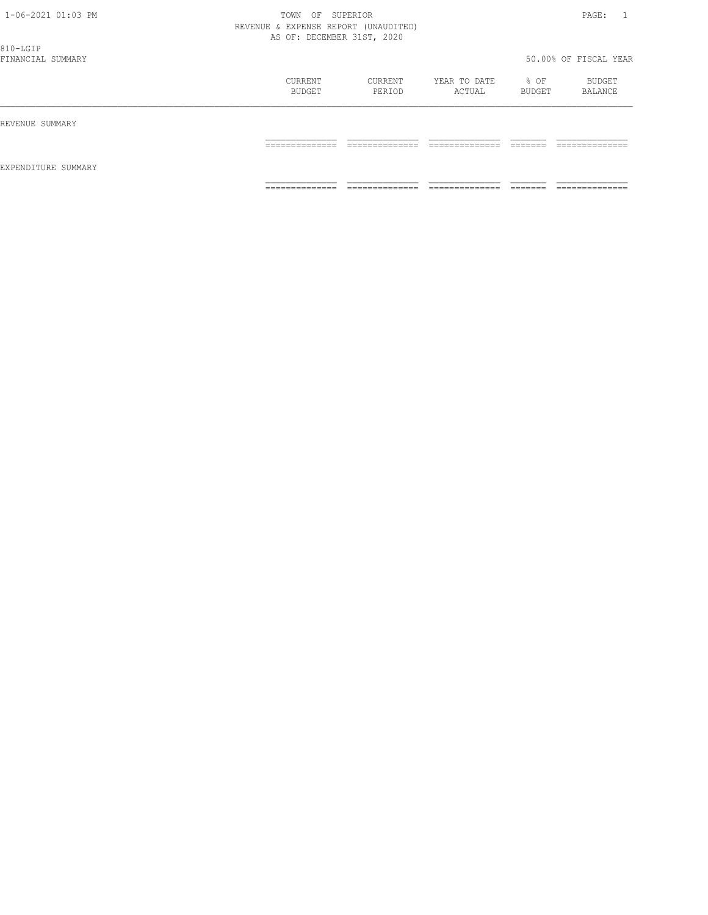TOWN OF SUPERIOR
REVENUE & EXPENSE REPORT (UNAUDITED)
AS OF: DECEMBER 31ST, 2020

810-LGIP
FINANCIAL SUMMARY

50.00% OF FISCAL YEAR

| | CURRENT BUDGET | CURRENT PERIOD | YEAR TO DATE ACTUAL | % OF BUDGET | BUDGET BALANCE |
|---|---|---|---|---|---|
| REVENUE SUMMARY | | | | | |
| EXPENDITURE SUMMARY | | | | | |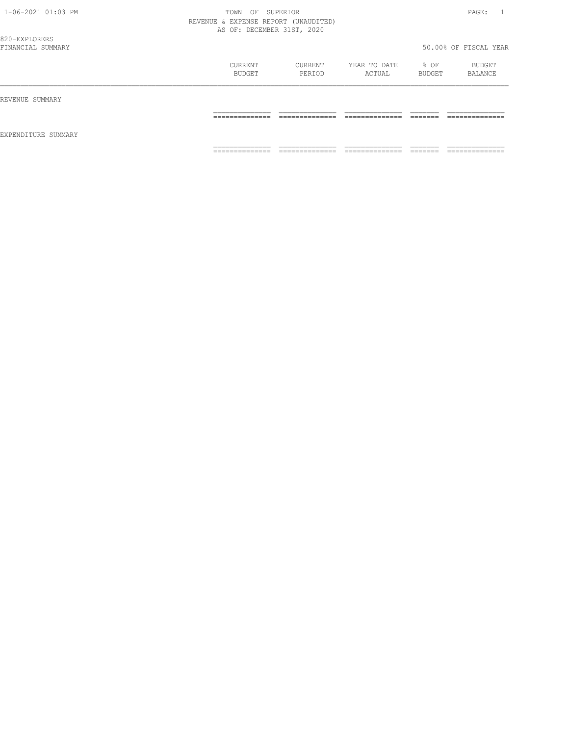TOWN OF SUPERIOR
REVENUE & EXPENSE REPORT (UNAUDITED)
AS OF: DECEMBER 31ST, 2020

820-EXPLORERS
FINANCIAL SUMMARY

50.00% OF FISCAL YEAR

| | CURRENT BUDGET | CURRENT PERIOD | YEAR TO DATE ACTUAL | % OF BUDGET | BUDGET BALANCE |
|---|---|---|---|---|---|
| REVENUE SUMMARY | | | | | |
| EXPENDITURE SUMMARY | | | | | |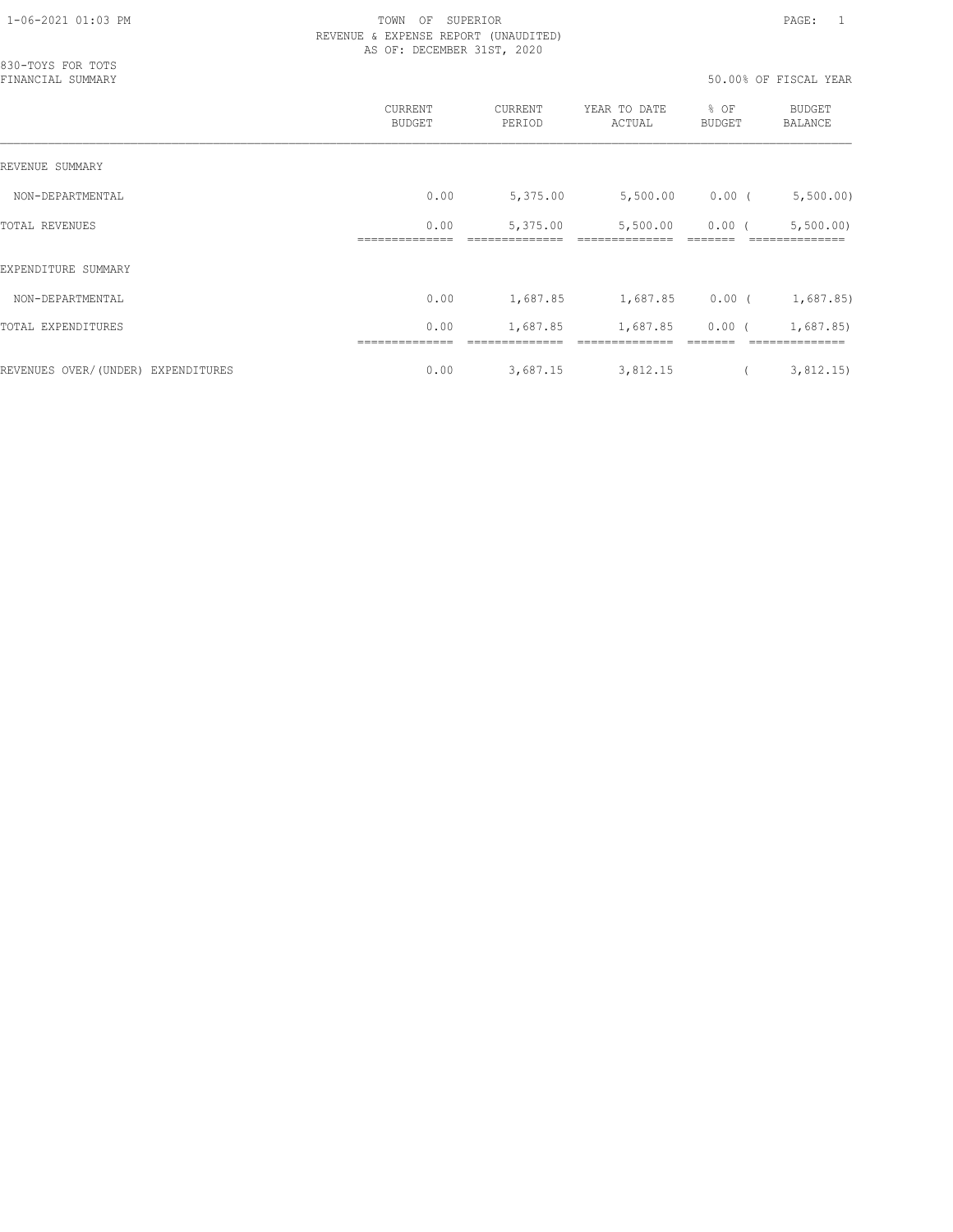TOWN OF SUPERIOR
REVENUE & EXPENSE REPORT (UNAUDITED)
AS OF: DECEMBER 31ST, 2020

830-TOYS FOR TOTS
FINANCIAL SUMMARY

50.00% OF FISCAL YEAR

| | CURRENT BUDGET | CURRENT PERIOD | YEAR TO DATE ACTUAL | % OF BUDGET | BUDGET BALANCE |
|---|---|---|---|---|---|
| REVENUE SUMMARY | | | | | |
| NON-DEPARTMENTAL | 0.00 | 5,375.00 | 5,500.00 | 0.00 | ( 5,500.00) |
| TOTAL REVENUES | 0.00 | 5,375.00 | 5,500.00 | 0.00 | ( 5,500.00) |
| EXPENDITURE SUMMARY | | | | | |
| NON-DEPARTMENTAL | 0.00 | 1,687.85 | 1,687.85 | 0.00 | ( 1,687.85) |
| TOTAL EXPENDITURES | 0.00 | 1,687.85 | 1,687.85 | 0.00 | ( 1,687.85) |
| REVENUES OVER/(UNDER) EXPENDITURES | 0.00 | 3,687.15 | 3,812.15 | | ( 3,812.15) |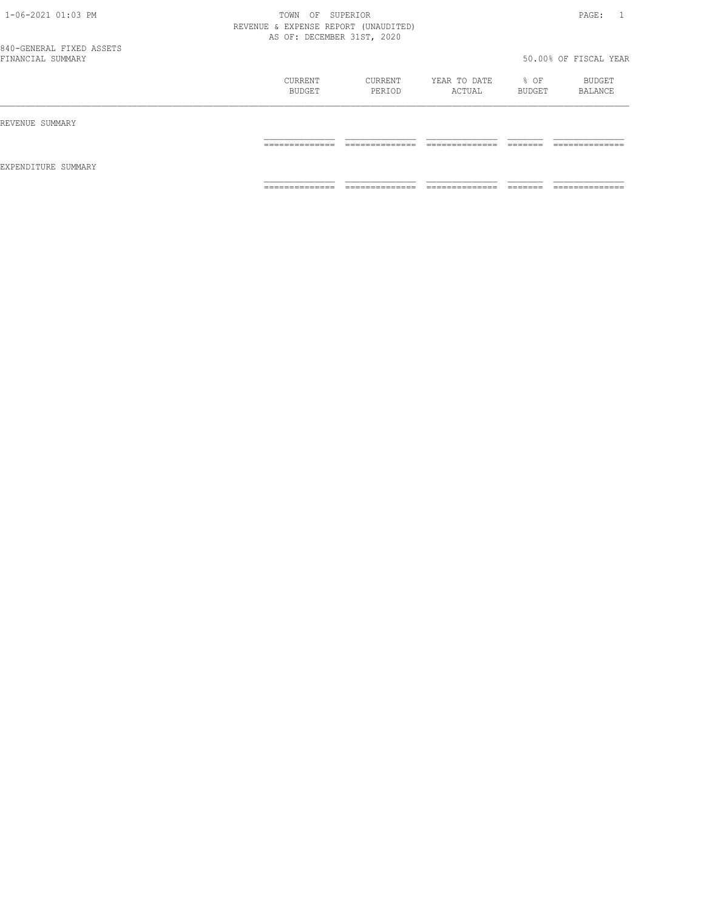TOWN OF SUPERIOR
REVENUE & EXPENSE REPORT (UNAUDITED)
AS OF: DECEMBER 31ST, 2020

840-GENERAL FIXED ASSETS
FINANCIAL SUMMARY

50.00% OF FISCAL YEAR

| | CURRENT BUDGET | CURRENT PERIOD | YEAR TO DATE ACTUAL | % OF BUDGET | BUDGET BALANCE |
|---|---|---|---|---|---|
| REVENUE SUMMARY | | | | | |
| EXPENDITURE SUMMARY | | | | | |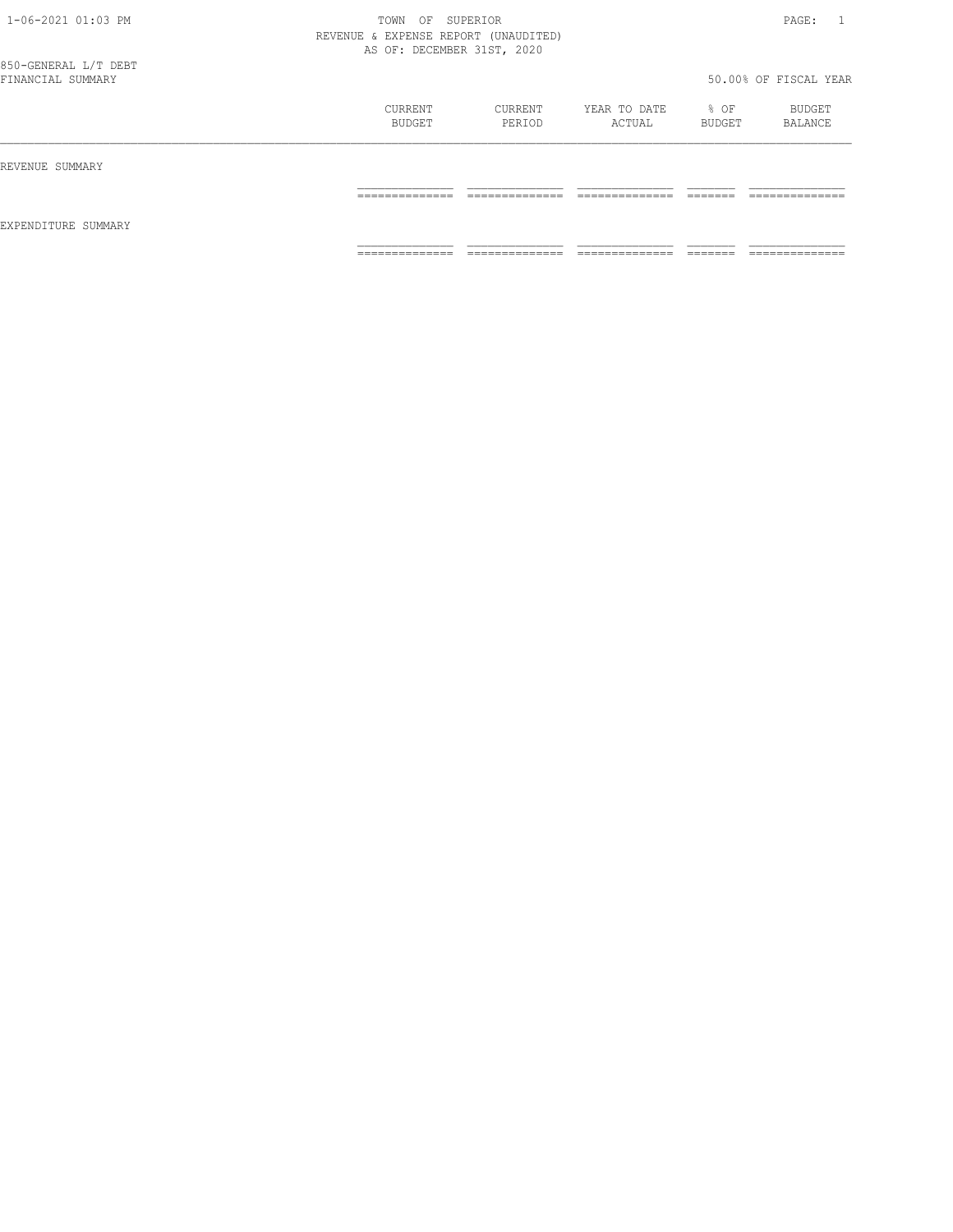TOWN OF SUPERIOR
REVENUE & EXPENSE REPORT (UNAUDITED)
AS OF: DECEMBER 31ST, 2020

850-GENERAL L/T DEBT
FINANCIAL SUMMARY

50.00% OF FISCAL YEAR

| | CURRENT BUDGET | CURRENT PERIOD | YEAR TO DATE ACTUAL | % OF BUDGET | BUDGET BALANCE |
|---|---|---|---|---|---|
| REVENUE SUMMARY | | | | | |
| EXPENDITURE SUMMARY | | | | | |